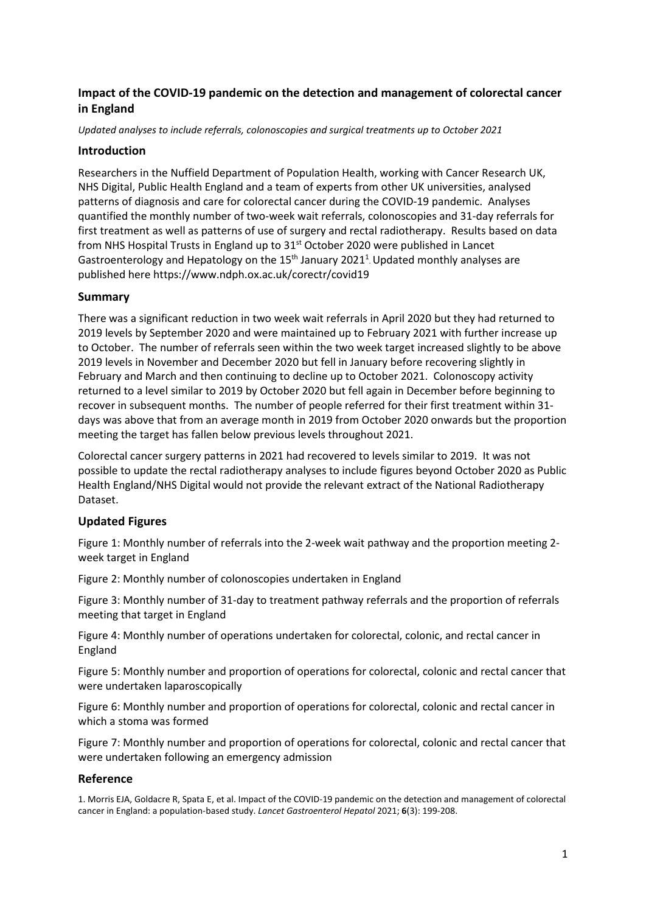## Impact of the COVID-19 pandemic on the detection and management of colorectal cancer in England

*Updated analyses to include referrals, colonoscopies and surgical treatments up to October 2021*

### Introduction

Researchers in the Nuffield Department of Population Health, working with Cancer Research UK, NHS Digital, Public Health England and a team of experts from other UK universities, analysed patterns of diagnosis and care for colorectal cancer during the COVID-19 pandemic. Analyses quantified the monthly number of two-week wait referrals, colonoscopies and 31-day referrals for first treatment as well as patterns of use of surgery and rectal radiotherapy. Results based on data from NHS Hospital Trusts in England up to 31st October 2020 were published in Lancet Gastroenterology and Hepatology on the 15th January 2021[1]. Updated monthly analyses are published here https://www.ndph.ox.ac.uk/corectr/covid19

### Summary

There was a significant reduction in two week wait referrals in April 2020 but they had returned to 2019 levels by September 2020 and were maintained up to February 2021 with further increase up to October. The number of referrals seen within the two week target increased slightly to be above 2019 levels in November and December 2020 but fell in January before recovering slightly in February and March and then continuing to decline up to October 2021. Colonoscopy activity returned to a level similar to 2019 by October 2020 but fell again in December before beginning to recover in subsequent months. The number of people referred for their first treatment within 31-days was above that from an average month in 2019 from October 2020 onwards but the proportion meeting the target has fallen below previous levels throughout 2021.

Colorectal cancer surgery patterns in 2021 had recovered to levels similar to 2019. It was not possible to update the rectal radiotherapy analyses to include figures beyond October 2020 as Public Health England/NHS Digital would not provide the relevant extract of the National Radiotherapy Dataset.

### Updated Figures

Figure 1: Monthly number of referrals into the 2-week wait pathway and the proportion meeting 2-week target in England

Figure 2: Monthly number of colonoscopies undertaken in England

Figure 3: Monthly number of 31-day to treatment pathway referrals and the proportion of referrals meeting that target in England

Figure 4: Monthly number of operations undertaken for colorectal, colonic, and rectal cancer in England

Figure 5: Monthly number and proportion of operations for colorectal, colonic and rectal cancer that were undertaken laparoscopically

Figure 6: Monthly number and proportion of operations for colorectal, colonic and rectal cancer in which a stoma was formed

Figure 7: Monthly number and proportion of operations for colorectal, colonic and rectal cancer that were undertaken following an emergency admission

### Reference

1. Morris EJA, Goldacre R, Spata E, et al. Impact of the COVID-19 pandemic on the detection and management of colorectal cancer in England: a population-based study. *Lancet Gastroenterol Hepatol* 2021; **6**(3): 199-208.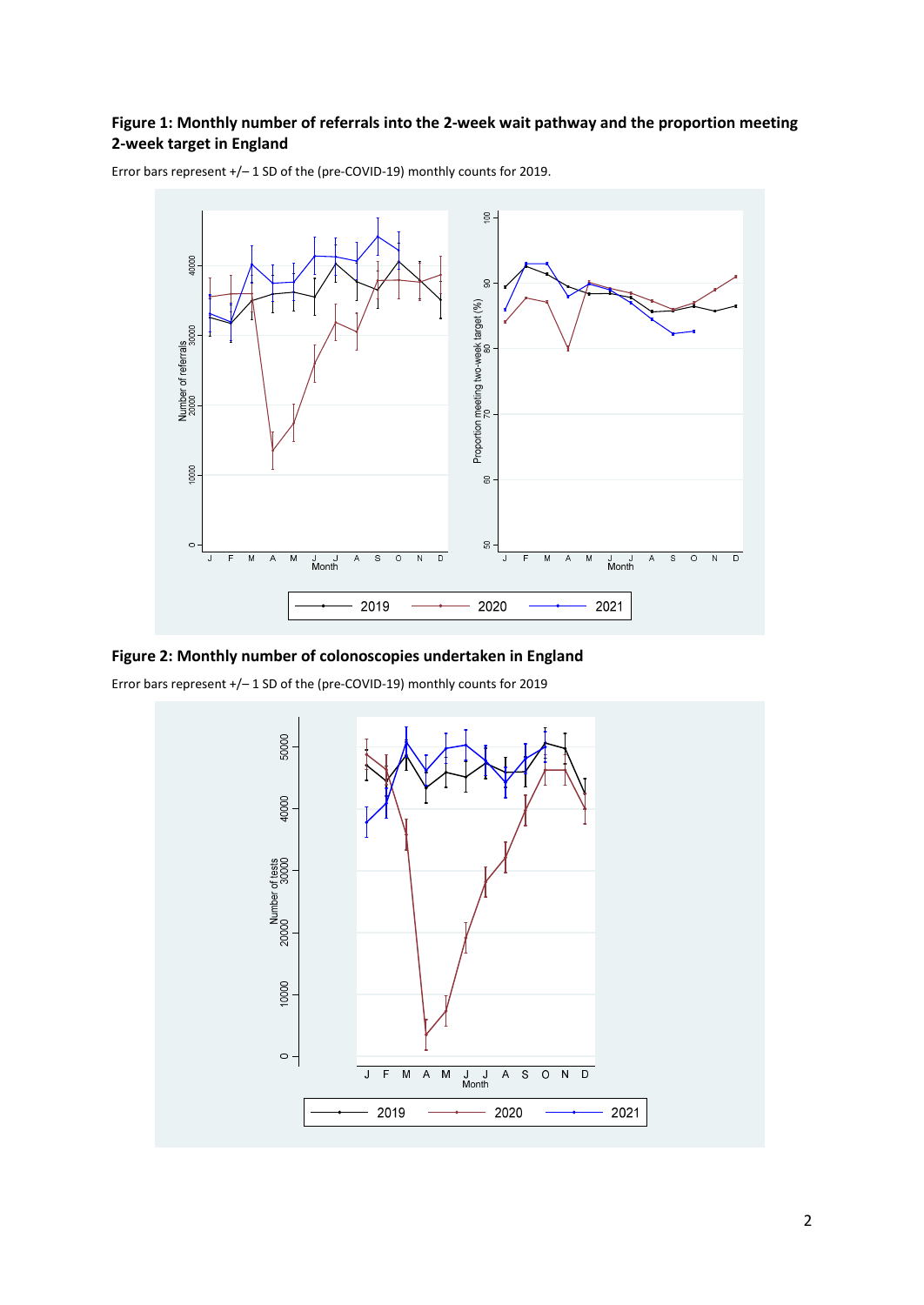**Figure 1: Monthly number of referrals into the 2-week wait pathway and the proportion meeting 2-week target in England**

Error bars represent +/– 1 SD of the (pre-COVID-19) monthly counts for 2019.

**Figure 2: Monthly number of colonoscopies undertaken in England**

Error bars represent +/– 1 SD of the (pre-COVID-19) monthly counts for 2019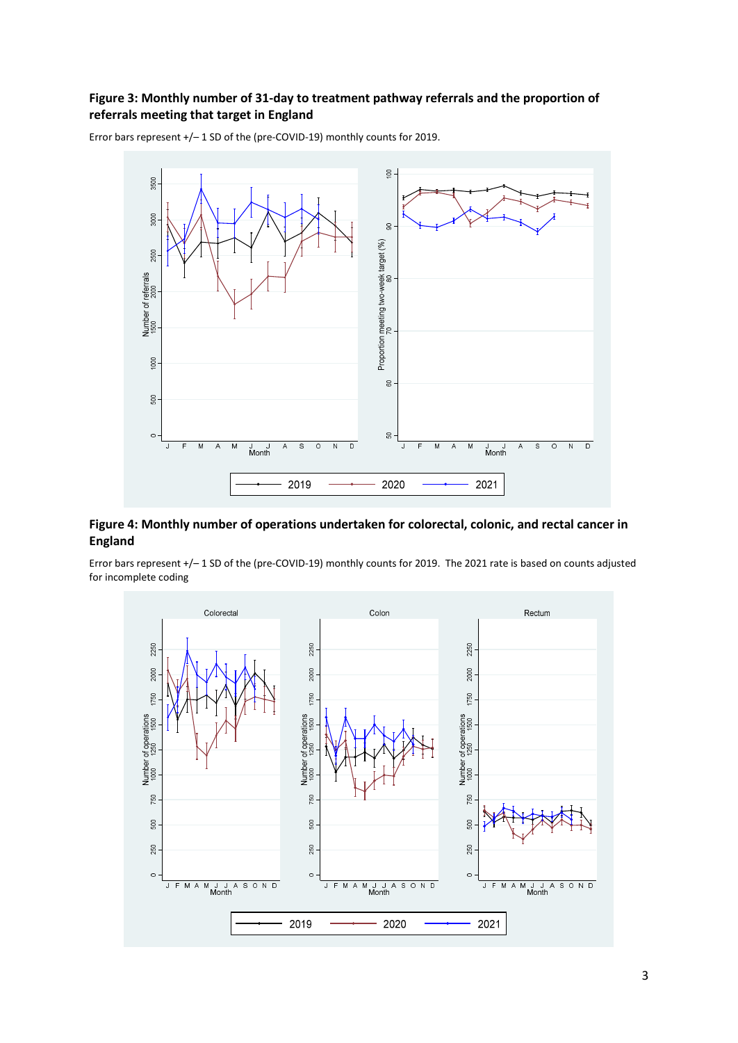**Figure 3: Monthly number of 31-day to treatment pathway referrals and the proportion of referrals meeting that target in England**

Error bars represent +/– 1 SD of the (pre-COVID-19) monthly counts for 2019.

**Figure 4: Monthly number of operations undertaken for colorectal, colonic, and rectal cancer in England**

Error bars represent +/– 1 SD of the (pre-COVID-19) monthly counts for 2019. The 2021 rate is based on counts adjusted for incomplete coding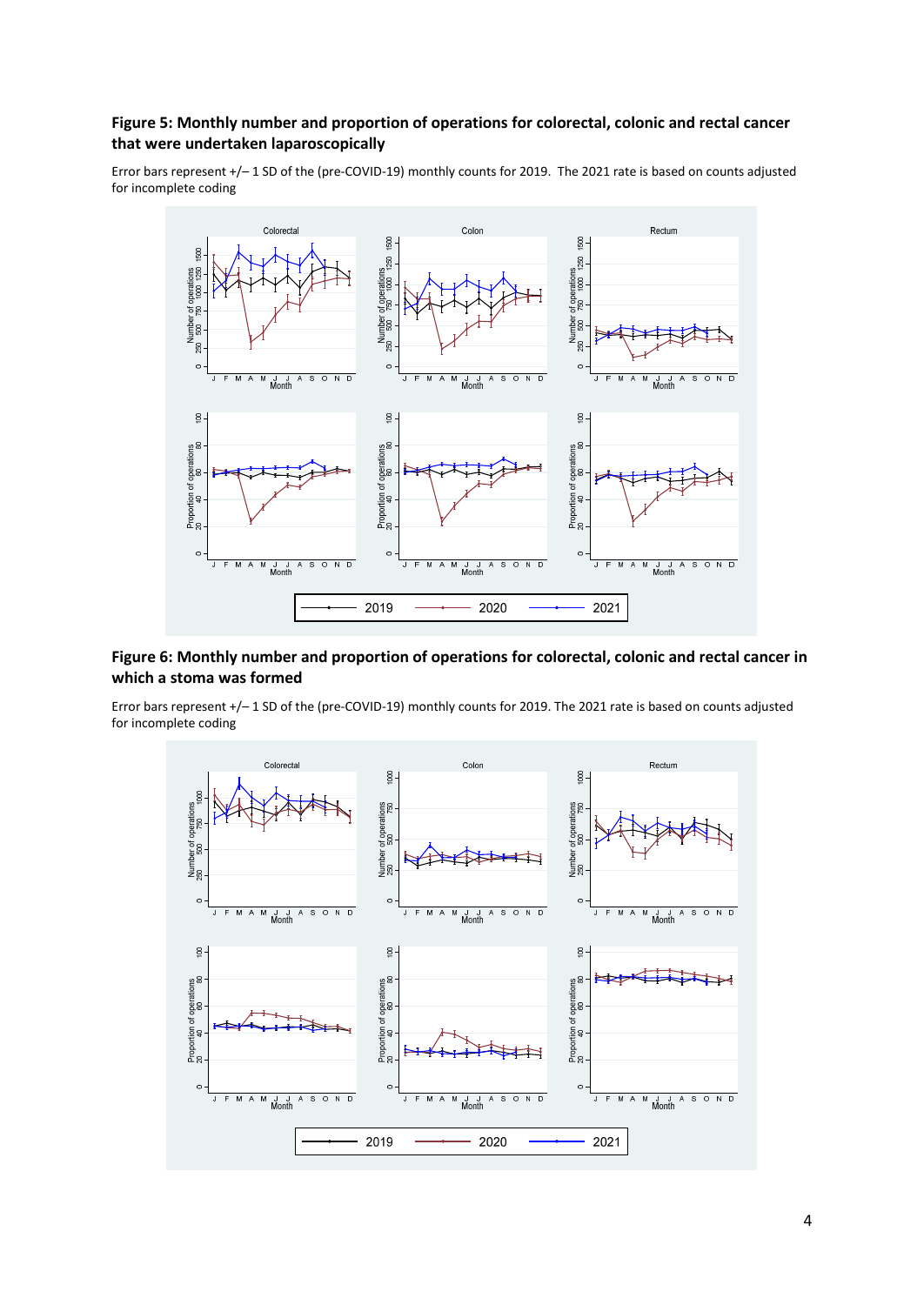**Figure 5: Monthly number and proportion of operations for colorectal, colonic and rectal cancer that were undertaken laparoscopically**

Error bars represent +/– 1 SD of the (pre-COVID-19) monthly counts for 2019. The 2021 rate is based on counts adjusted for incomplete coding

**Figure 6: Monthly number and proportion of operations for colorectal, colonic and rectal cancer in which a stoma was formed**

Error bars represent +/– 1 SD of the (pre-COVID-19) monthly counts for 2019. The 2021 rate is based on counts adjusted for incomplete coding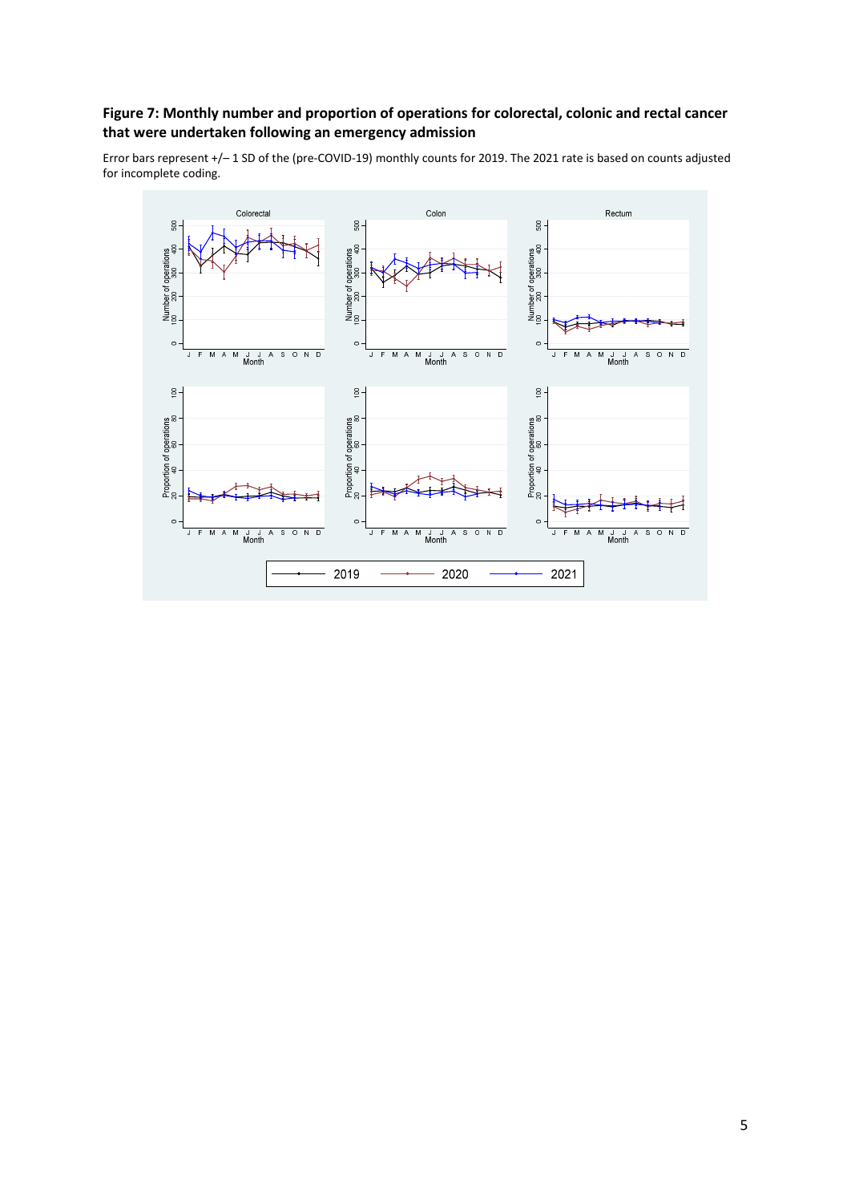**Figure 7: Monthly number and proportion of operations for colorectal, colonic and rectal cancer that were undertaken following an emergency admission**

Error bars represent +/– 1 SD of the (pre-COVID-19) monthly counts for 2019. The 2021 rate is based on counts adjusted for incomplete coding.

Colorectal
Colon
Rectum

Number of operations
0
100
200
300
400
500

Proportion of operations
0
20
40
60
80
100

J F M A M J J A S O N D
Month

2019
2020
2021